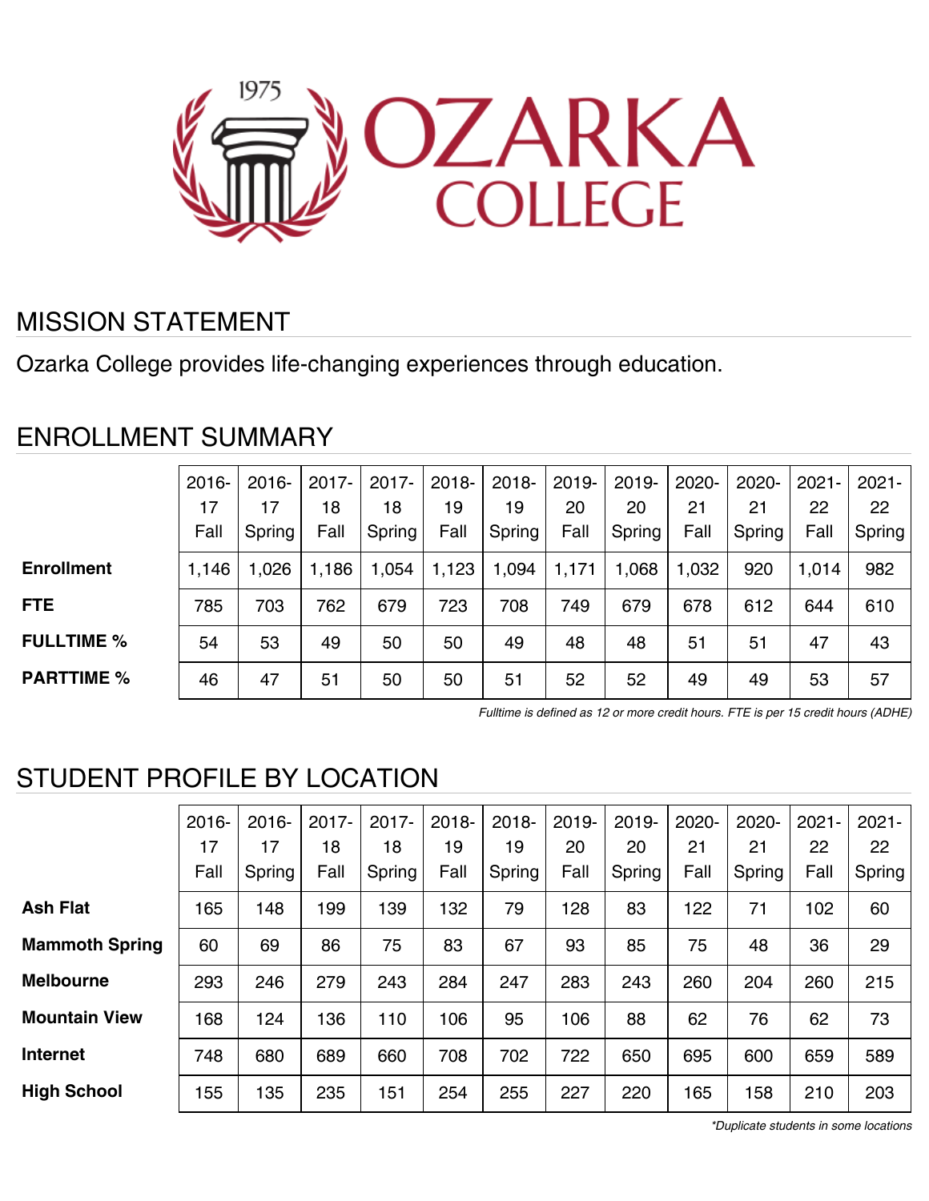# OZARKA COLLEGE

1975

## MISSION STATEMENT

Ozarka College provides life-changing experiences through education.

## ENROLLMENT SUMMARY

| | 2016-17 Fall | 2016-17 Spring | 2017-18 Fall | 2017-18 Spring | 2018-19 Fall | 2018-19 Spring | 2019-20 Fall | 2019-20 Spring | 2020-21 Fall | 2020-21 Spring | 2021-22 Fall | 2021-22 Spring |
|---|---|---|---|---|---|---|---|---|---|---|---|---|
| **Enrollment** | 1,146 | 1,026 | 1,186 | 1,054 | 1,123 | 1,094 | 1,171 | 1,068 | 1,032 | 920 | 1,014 | 982 |
| **FTE** | 785 | 703 | 762 | 679 | 723 | 708 | 749 | 679 | 678 | 612 | 644 | 610 |
| **FULLTIME %** | 54 | 53 | 49 | 50 | 50 | 49 | 48 | 48 | 51 | 51 | 47 | 43 |
| **PARTTIME %** | 46 | 47 | 51 | 50 | 50 | 51 | 52 | 52 | 49 | 49 | 53 | 57 |

*Fulltime is defined as 12 or more credit hours. FTE is per 15 credit hours (ADHE)*

## STUDENT PROFILE BY LOCATION

| | 2016-17 Fall | 2016-17 Spring | 2017-18 Fall | 2017-18 Spring | 2018-19 Fall | 2018-19 Spring | 2019-20 Fall | 2019-20 Spring | 2020-21 Fall | 2020-21 Spring | 2021-22 Fall | 2021-22 Spring |
|---|---|---|---|---|---|---|---|---|---|---|---|---|
| **Ash Flat** | 165 | 148 | 199 | 139 | 132 | 79 | 128 | 83 | 122 | 71 | 102 | 60 |
| **Mammoth Spring** | 60 | 69 | 86 | 75 | 83 | 67 | 93 | 85 | 75 | 48 | 36 | 29 |
| **Melbourne** | 293 | 246 | 279 | 243 | 284 | 247 | 283 | 243 | 260 | 204 | 260 | 215 |
| **Mountain View** | 168 | 124 | 136 | 110 | 106 | 95 | 106 | 88 | 62 | 76 | 62 | 73 |
| **Internet** | 748 | 680 | 689 | 660 | 708 | 702 | 722 | 650 | 695 | 600 | 659 | 589 |
| **High School** | 155 | 135 | 235 | 151 | 254 | 255 | 227 | 220 | 165 | 158 | 210 | 203 |

*\*Duplicate students in some locations*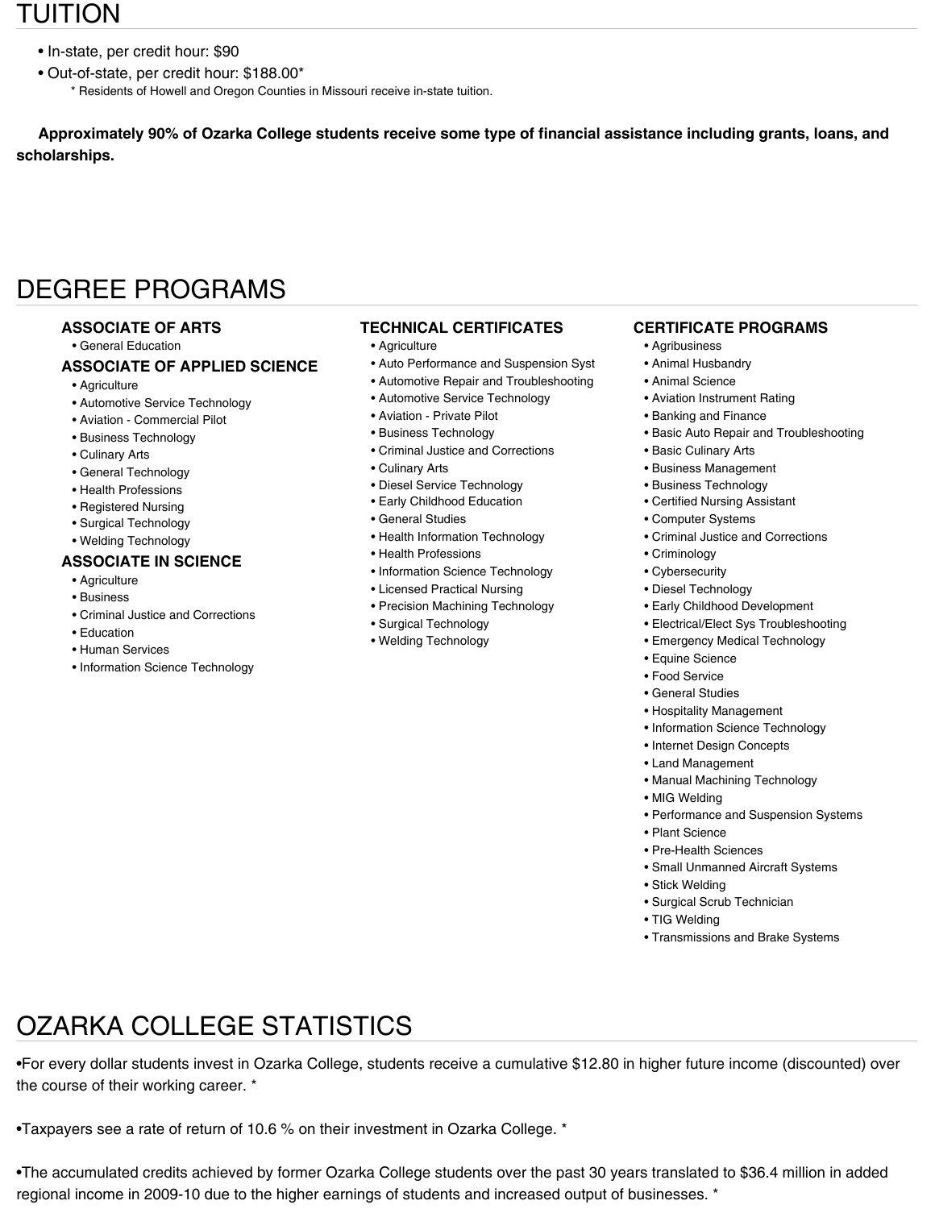## TUITION

- In-state, per credit hour: $90
- Out-of-state, per credit hour: $188.00*
  - * Residents of Howell and Oregon Counties in Missouri receive in-state tuition.

**Approximately 90% of Ozarka College students receive some type of financial assistance including grants, loans, and scholarships.**

## DEGREE PROGRAMS

### ASSOCIATE OF ARTS

- General Education

### ASSOCIATE OF APPLIED SCIENCE

- Agriculture
- Automotive Service Technology
- Aviation - Commercial Pilot
- Business Technology
- Culinary Arts
- General Technology
- Health Professions
- Registered Nursing
- Surgical Technology
- Welding Technology

### ASSOCIATE IN SCIENCE

- Agriculture
- Business
- Criminal Justice and Corrections
- Education
- Human Services
- Information Science Technology

### TECHNICAL CERTIFICATES

- Agriculture
- Auto Performance and Suspension Syst
- Automotive Repair and Troubleshooting
- Automotive Service Technology
- Aviation - Private Pilot
- Business Technology
- Criminal Justice and Corrections
- Culinary Arts
- Diesel Service Technology
- Early Childhood Education
- General Studies
- Health Information Technology
- Health Professions
- Information Science Technology
- Licensed Practical Nursing
- Precision Machining Technology
- Surgical Technology
- Welding Technology

### CERTIFICATE PROGRAMS

- Agribusiness
- Animal Husbandry
- Animal Science
- Aviation Instrument Rating
- Banking and Finance
- Basic Auto Repair and Troubleshooting
- Basic Culinary Arts
- Business Management
- Business Technology
- Certified Nursing Assistant
- Computer Systems
- Criminal Justice and Corrections
- Criminology
- Cybersecurity
- Diesel Technology
- Early Childhood Development
- Electrical/Elect Sys Troubleshooting
- Emergency Medical Technology
- Equine Science
- Food Service
- General Studies
- Hospitality Management
- Information Science Technology
- Internet Design Concepts
- Land Management
- Manual Machining Technology
- MIG Welding
- Performance and Suspension Systems
- Plant Science
- Pre-Health Sciences
- Small Unmanned Aircraft Systems
- Stick Welding
- Surgical Scrub Technician
- TIG Welding
- Transmissions and Brake Systems

## OZARKA COLLEGE STATISTICS

- For every dollar students invest in Ozarka College, students receive a cumulative $12.80 in higher future income (discounted) over the course of their working career. *

- Taxpayers see a rate of return of 10.6 % on their investment in Ozarka College. *

- The accumulated credits achieved by former Ozarka College students over the past 30 years translated to $36.4 million in added regional income in 2009-10 due to the higher earnings of students and increased output of businesses. *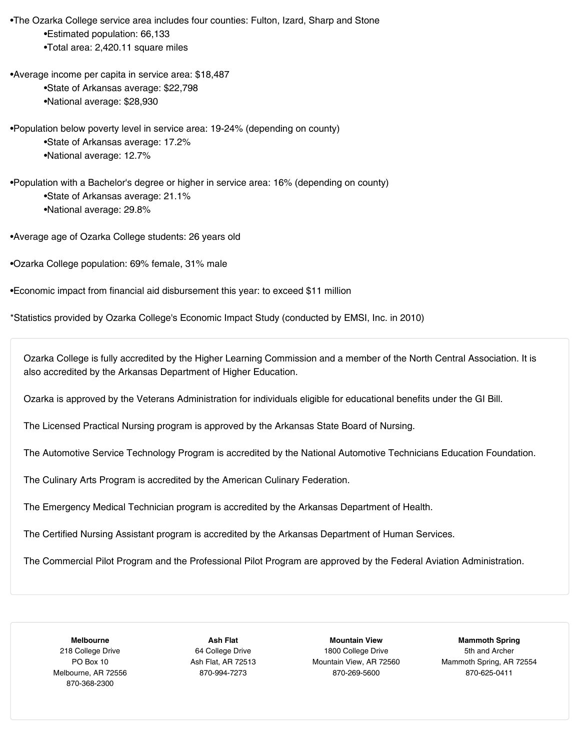- The Ozarka College service area includes four counties: Fulton, Izard, Sharp and Stone
    - Estimated population: 66,133
    - Total area: 2,420.11 square miles

- Average income per capita in service area: $18,487
    - State of Arkansas average: $22,798
    - National average: $28,930

- Population below poverty level in service area: 19-24% (depending on county)
    - State of Arkansas average: 17.2%
    - National average: 12.7%

- Population with a Bachelor's degree or higher in service area: 16% (depending on county)
    - State of Arkansas average: 21.1%
    - National average: 29.8%

- Average age of Ozarka College students: 26 years old

- Ozarka College population: 69% female, 31% male

- Economic impact from financial aid disbursement this year: to exceed $11 million

*Statistics provided by Ozarka College's Economic Impact Study (conducted by EMSI, Inc. in 2010)

Ozarka College is fully accredited by the Higher Learning Commission and a member of the North Central Association. It is also accredited by the Arkansas Department of Higher Education.

Ozarka is approved by the Veterans Administration for individuals eligible for educational benefits under the GI Bill.

The Licensed Practical Nursing program is approved by the Arkansas State Board of Nursing.

The Automotive Service Technology Program is accredited by the National Automotive Technicians Education Foundation.

The Culinary Arts Program is accredited by the American Culinary Federation.

The Emergency Medical Technician program is accredited by the Arkansas Department of Health.

The Certified Nursing Assistant program is accredited by the Arkansas Department of Human Services.

The Commercial Pilot Program and the Professional Pilot Program are approved by the Federal Aviation Administration.

**Melbourne**
218 College Drive
PO Box 10
Melbourne, AR 72556
870-368-2300

**Ash Flat**
64 College Drive
Ash Flat, AR 72513
870-994-7273

**Mountain View**
1800 College Drive
Mountain View, AR 72560
870-269-5600

**Mammoth Spring**
5th and Archer
Mammoth Spring, AR 72554
870-625-0411